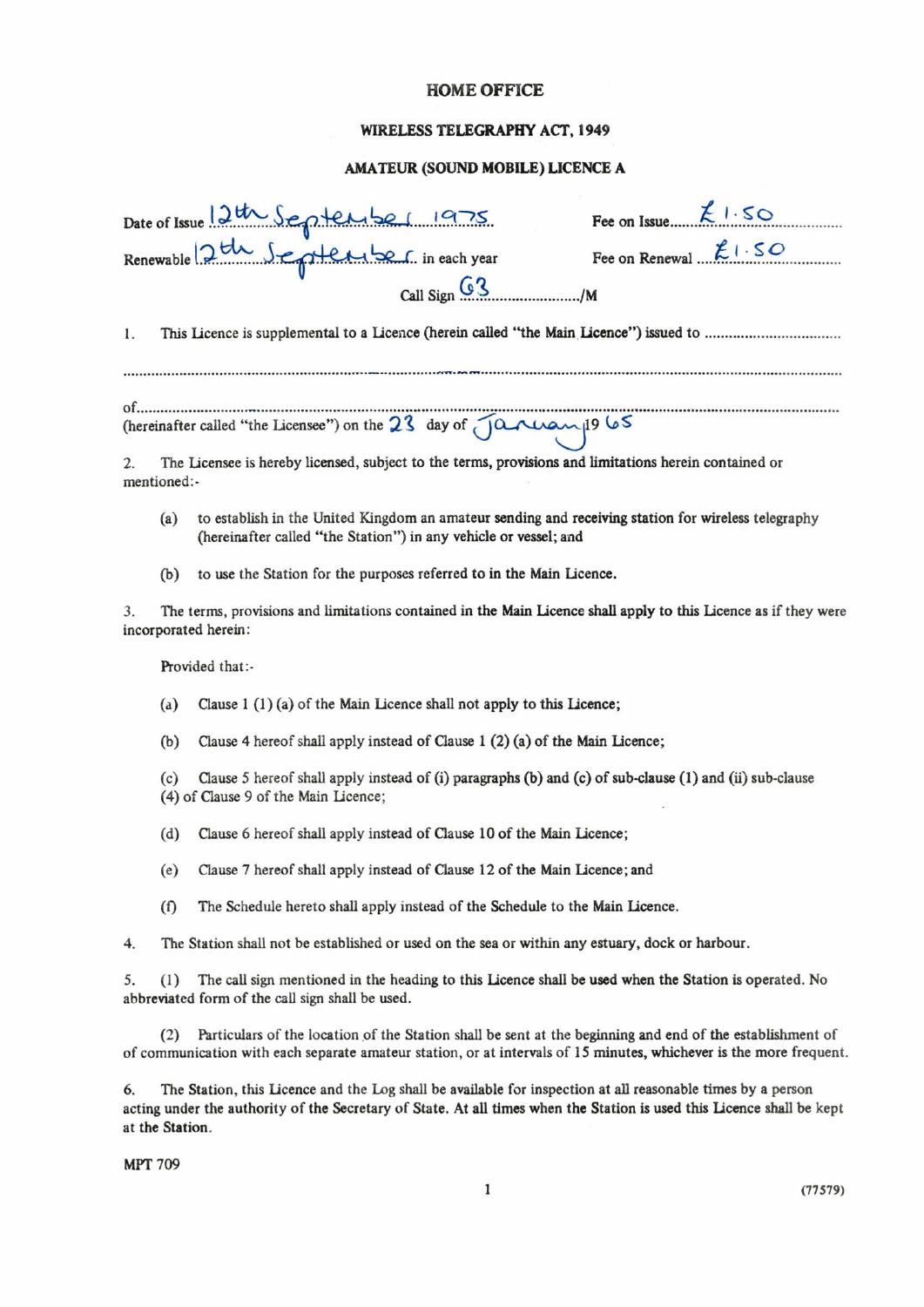# HOME OFFICE

## WIRELESS TELEGRAPHY ACT, 1949

### AMATEUR (SOUND MOBILE) LICENCE A

Date of Issue 12th September 1975 Fee on Issue £1.50

Renewable 12th September in each year Fee on Renewal £1.50

Call Sign G3 ........................./M

1. This Licence is supplemental to a Licence (herein called "the Main Licence") issued to ................................

.......................................................................................................................................................

of.....................................................................................................................................................

(hereinafter called "the Licensee") on the 23 day of January 1965

2. The Licensee is hereby licensed, subject to the terms, provisions and limitations herein contained or mentioned:-

(a) to establish in the United Kingdom an amateur sending and receiving station for wireless telegraphy (hereinafter called "the Station") in any vehicle or vessel; and

(b) to use the Station for the purposes referred to in the Main Licence.

3. The terms, provisions and limitations contained in the Main Licence shall apply to this Licence as if they were incorporated herein:

Provided that:-

(a) Clause 1 (1) (a) of the Main Licence shall not apply to this Licence;

(b) Clause 4 hereof shall apply instead of Clause 1 (2) (a) of the Main Licence;

(c) Clause 5 hereof shall apply instead of (i) paragraphs (b) and (c) of sub-clause (1) and (ii) sub-clause (4) of Clause 9 of the Main Licence;

(d) Clause 6 hereof shall apply instead of Clause 10 of the Main Licence;

(e) Clause 7 hereof shall apply instead of Clause 12 of the Main Licence; and

(f) The Schedule hereto shall apply instead of the Schedule to the Main Licence.

4. The Station shall not be established or used on the sea or within any estuary, dock or harbour.

5. (1) The call sign mentioned in the heading to this Licence shall be used when the Station is operated. No abbreviated form of the call sign shall be used.

(2) Particulars of the location of the Station shall be sent at the beginning and end of the establishment of of communication with each separate amateur station, or at intervals of 15 minutes, whichever is the more frequent.

6. The Station, this Licence and the Log shall be available for inspection at all reasonable times by a person acting under the authority of the Secretary of State. At all times when the Station is used this Licence shall be kept at the Station.

MPT 709

(77579)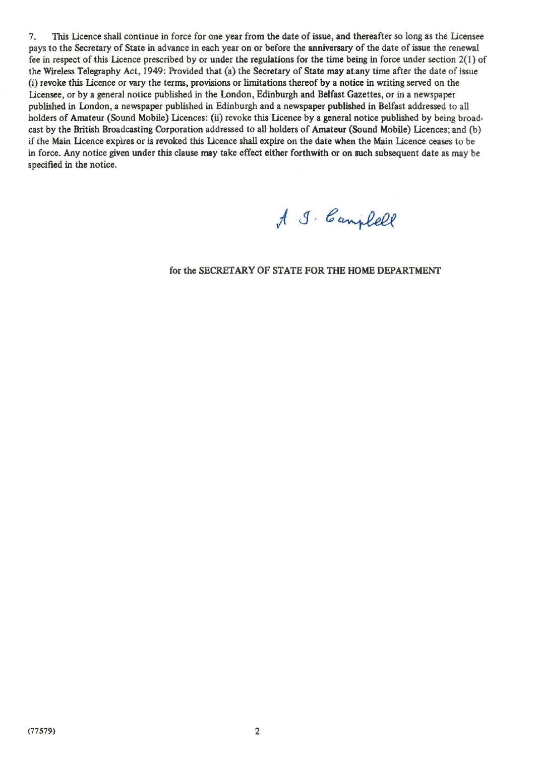7. This Licence shall continue in force for one year from the date of issue, and thereafter so long as the Licensee pays to the Secretary of State in advance in each year on or before the anniversary of the date of issue the renewal fee in respect of this Licence prescribed by or under the regulations for the time being in force under section 2(1) of the Wireless Telegraphy Act, 1949: Provided that (a) the Secretary of State may at any time after the date of issue (i) revoke this Licence or vary the terms, provisions or limitations thereof by a notice in writing served on the Licensee, or by a general notice published in the London, Edinburgh and Belfast Gazettes, or in a newspaper published in London, a newspaper published in Edinburgh and a newspaper published in Belfast addressed to all holders of Amateur (Sound Mobile) Licences: (ii) revoke this Licence by a general notice published by being broadcast by the British Broadcasting Corporation addressed to all holders of Amateur (Sound Mobile) Licences; and (b) if the Main Licence expires or is revoked this Licence shall expire on the date when the Main Licence ceases to be in force. Any notice given under this clause may take effect either forthwith or on such subsequent date as may be specified in the notice.

A. J. Campbell

for the SECRETARY OF STATE FOR THE HOME DEPARTMENT

(77579)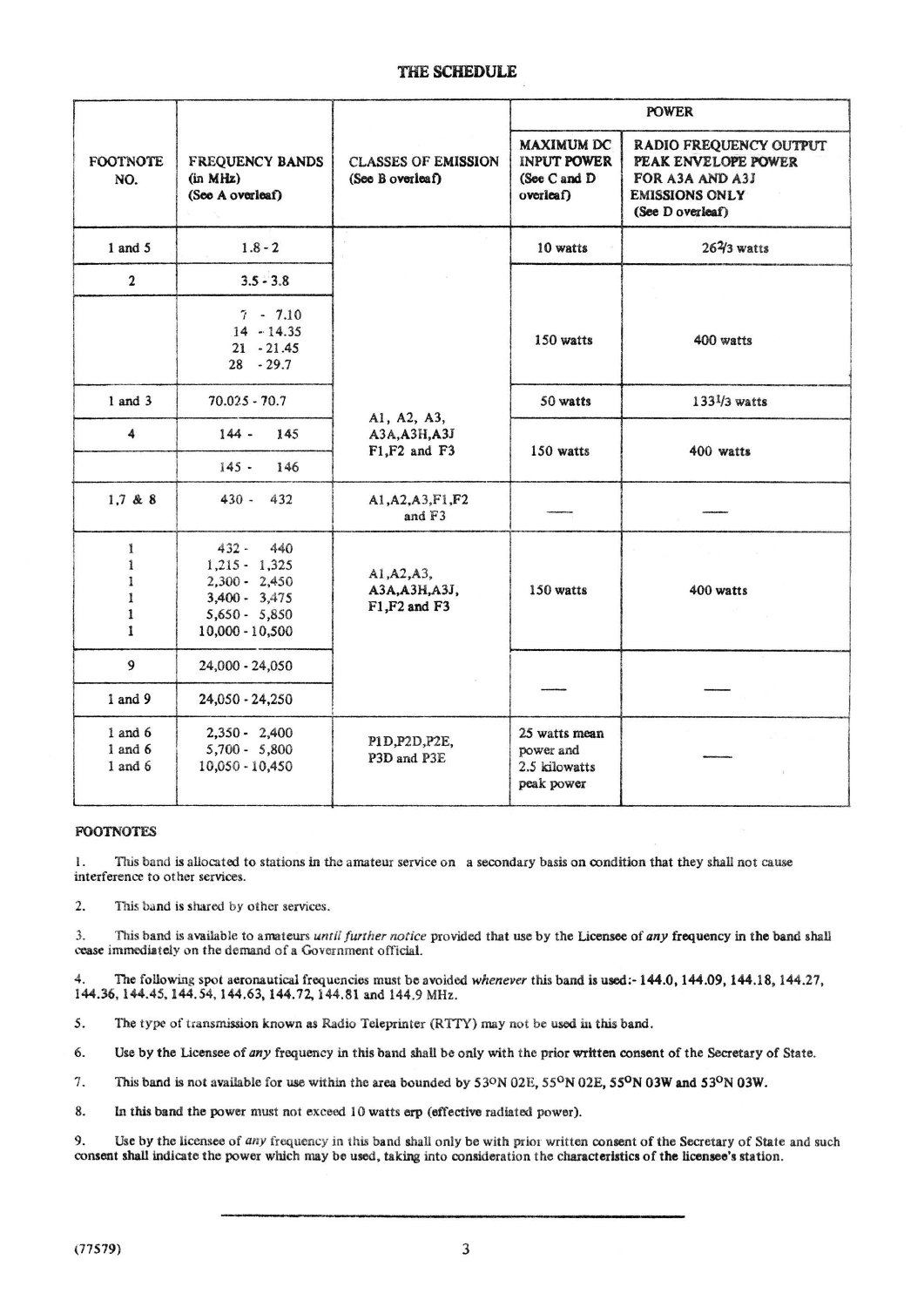# THE SCHEDULE

| FOOTNOTE NO. | FREQUENCY BANDS (in MHz) (See A overleaf) | CLASSES OF EMISSION (See B overleaf) | POWER | |
|---|---|---|---|---|
| | | | MAXIMUM DC INPUT POWER (See C and D overleaf) | RADIO FREQUENCY OUTPUT PEAK ENVELOPE POWER FOR A3A AND A3J EMISSIONS ONLY (See D overleaf) |
| 1 and 5 | 1.8 - 2 | A1, A2, A3, A3A,A3H,A3J F1,F2 and F3 | 10 watts | 26⅔ watts |
| 2 | 3.5 - 3.8 | | 150 watts | 400 watts |
| | 7 - 7.10<br>14 - 14.35<br>21 - 21.45<br>28 - 29.7 | | | |
| 1 and 3 | 70.025 - 70.7 | | 50 watts | 133⅓ watts |
| 4 | 144 - 145 | | 150 watts | 400 watts |
| | 145 - 146 | | | |
| 1,7 & 8 | 430 - 432 | A1,A2,A3,F1,F2 and F3 | — | — |
| 1<br>1<br>1<br>1<br>1<br>1 | 432 - 440<br>1,215 - 1,325<br>2,300 - 2,450<br>3,400 - 3,475<br>5,650 - 5,850<br>10,000 - 10,500 | A1,A2,A3, A3A,A3H,A3J, F1,F2 and F3 | 150 watts | 400 watts |
| 9 | 24,000 - 24,050 | | — | — |
| 1 and 9 | 24,050 - 24,250 | | | |
| 1 and 6<br>1 and 6<br>1 and 6 | 2,350 - 2,400<br>5,700 - 5,800<br>10,050 - 10,450 | P1D,P2D,P2E, P3D and P3E | 25 watts mean power and 2.5 kilowatts peak power | — |

## FOOTNOTES

1. This band is allocated to stations in the amateur service on a secondary basis on condition that they shall not cause interference to other services.

2. This band is shared by other services.

3. This band is available to amateurs *until further notice* provided that use by the Licensee of *any* frequency in the band shall cease immediately on the demand of a Government official.

4. The following spot aeronautical frequencies must be avoided *whenever* this band is used:- 144.0, 144.09, 144.18, 144.27, 144.36, 144.45, 144.54, 144.63, 144.72, 144.81 and 144.9 MHz.

5. The type of transmission known as Radio Teleprinter (RTTY) may not be used in this band.

6. Use by the Licensee of *any* frequency in this band shall be only with the prior written consent of the Secretary of State.

7. This band is not available for use within the area bounded by 53°N 02E, 55°N 02E, 55°N 03W and 53°N 03W.

8. In this band the power must not exceed 10 watts erp (effective radiated power).

9. Use by the licensee of *any* frequency in this band shall only be with prior written consent of the Secretary of State and such consent shall indicate the power which may be used, taking into consideration the characteristics of the licensee's station.

(77579)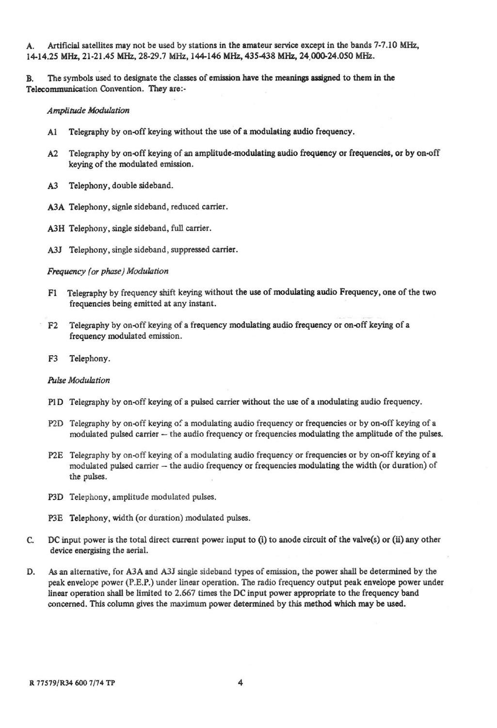A. Artificial satellites may not be used by stations in the amateur service except in the bands 7-7.10 MHz, 14-14.25 MHz, 21-21.45 MHz, 28-29.7 MHz, 144-146 MHz, 435-438 MHz, 24.000-24.050 MHz.

B. The symbols used to designate the classes of emission have the meanings assigned to them in the Telecommunication Convention. They are:-

*Amplitude Modulation*

- A1 Telegraphy by on-off keying without the use of a modulating audio frequency.
- A2 Telegraphy by on-off keying of an amplitude-modulating audio frequency or frequencies, or by on-off keying of the modulated emission.
- A3 Telephony, double sideband.
- A3A Telephony, signle sideband, reduced carrier.
- A3H Telephony, single sideband, full carrier.
- A3J Telephony, single sideband, suppressed carrier.

*Frequency (or phase) Modulation*

- F1 Telegraphy by frequency shift keying without the use of modulating audio Frequency, one of the two frequencies being emitted at any instant.
- F2 Telegraphy by on-off keying of a frequency modulating audio frequency or on-off keying of a frequency modulated emission.
- F3 Telephony.

*Pulse Modulation*

- P1D Telegraphy by on-off keying of a pulsed carrier without the use of a modulating audio frequency.
- P2D Telegraphy by on-off keying of a modulating audio frequency or frequencies or by on-off keying of a modulated pulsed carrier – the audio frequency or frequencies modulating the amplitude of the pulses.
- P2E Telegraphy by on-off keying of a modulating audio frequency or frequencies or by on-off keying of a modulated pulsed carrier – the audio frequency or frequencies modulating the width (or duration) of the pulses.
- P3D Telephony, amplitude modulated pulses.
- P3E Telephony, width (or duration) modulated pulses.

C. DC input power is the total direct current power input to (i) to anode circuit of the valve(s) or (ii) any other device energising the aerial.

D. As an alternative, for A3A and A3J single sideband types of emission, the power shall be determined by the peak envelope power (P.E.P.) under linear operation. The radio frequency output peak envelope power under linear operation shall be limited to 2.667 times the DC input power appropriate to the frequency band concerned. This column gives the maximum power determined by this method which may be used.

R 77579/R34 600 7/74 TP